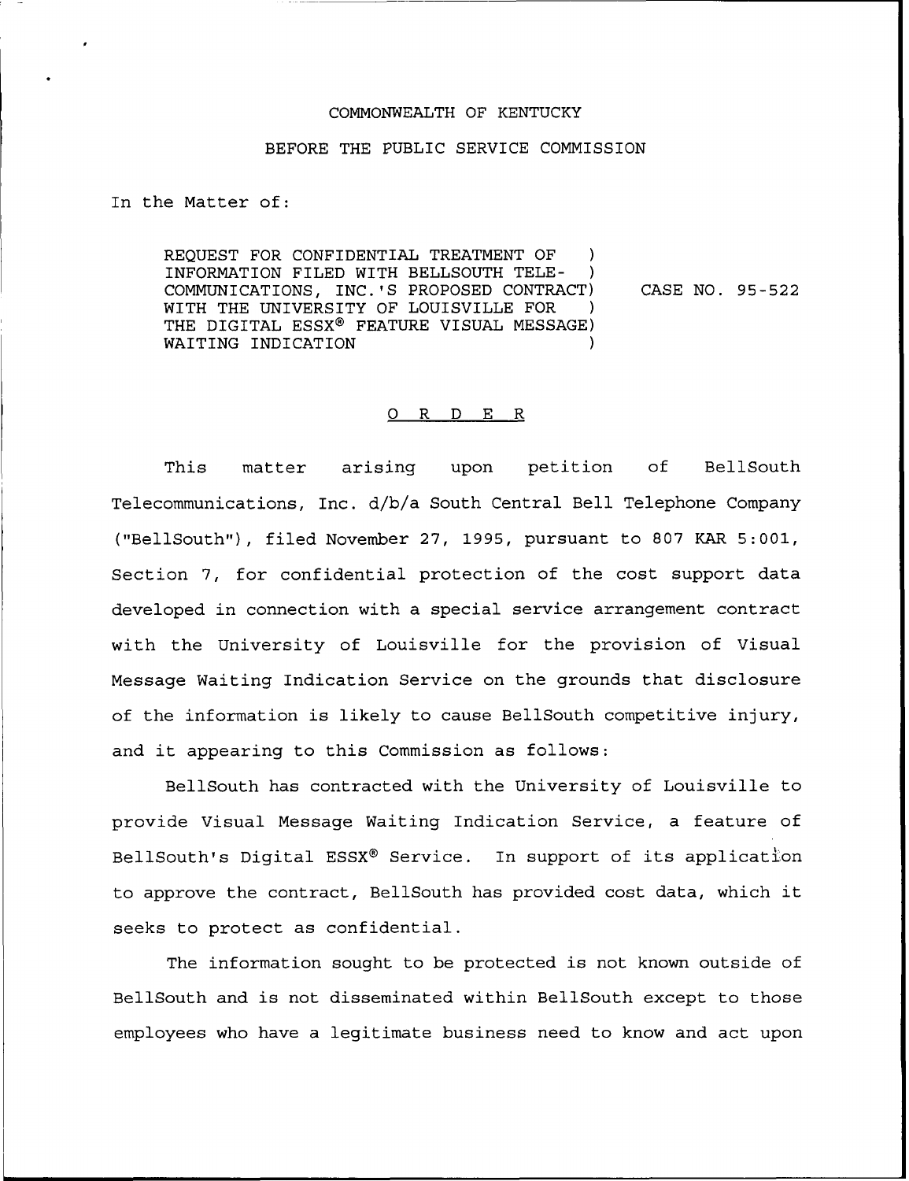COMMONWEALTH OF KENTUCKY

BEFORE THE PUBLIC SERVICE COMMISSION

In the Matter of:

REQUEST FOR CONFIDENTIAL TREATMENT OF INFORMATION FILED WITH BELLSOUTH TELECOMMUNICATIONS, INC.'S PROPOSED CONTRACT WITH THE UNIVERSITY OF LOUISVILLE FOR THE DIGITAL ESSX® FEATURE VISUAL MESSAGE WAITING INDICATION ) CASE NO. 95-522

## O R D E R

This matter arising upon petition of BellSouth Telecommunications, Inc. d/b/a South Central Bell Telephone Company ("BellSouth"), filed November 27, 1995, pursuant to 807 KAR 5:001, Section 7, for confidential protection of the cost support data developed in connection with a special service arrangement contract with the University of Louisville for the provision of Visual Message Waiting Indication Service on the grounds that disclosure of the information is likely to cause BellSouth competitive injury, and it appearing to this Commission as follows:

BellSouth has contracted with the University of Louisville to provide Visual Message Waiting Indication Service, a feature of BellSouth's Digital ESSX® Service. In support of its application to approve the contract, BellSouth has provided cost data, which it seeks to protect as confidential.

The information sought to be protected is not known outside of BellSouth and is not disseminated within BellSouth except to those employees who have a legitimate business need to know and act upon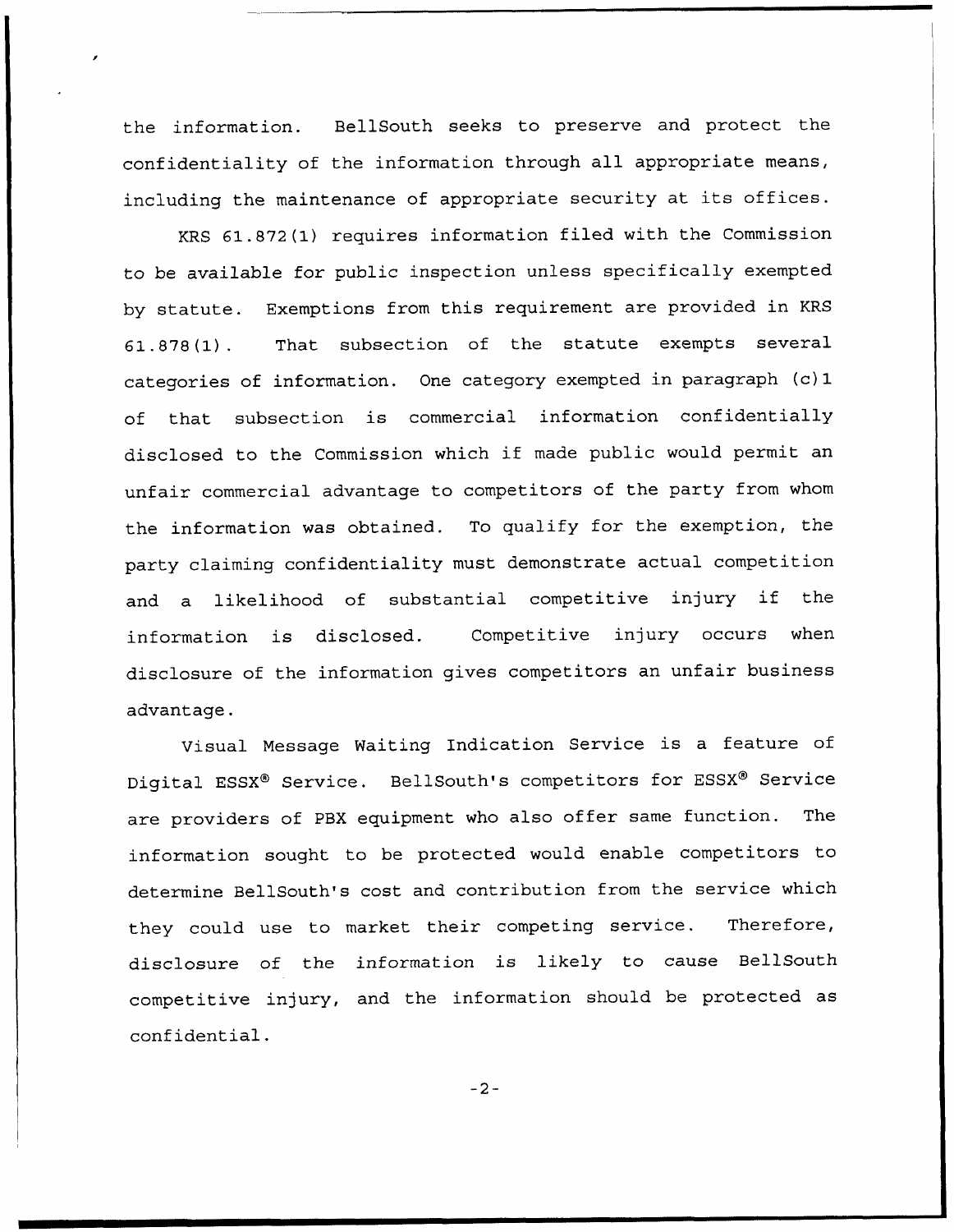the information. BellSouth seeks to preserve and protect the confidentiality of the information through all appropriate means, including the maintenance of appropriate security at its offices.

KRS 61.872(1) requires information filed with the Commission to be available for public inspection unless specifically exempted by statute. Exemptions from this requirement are provided in KRS 61.878(1). That subsection of the statute exempts several categories of information. One category exempted in paragraph (c)1 of that subsection is commercial information confidentially disclosed to the Commission which if made public would permit an unfair commercial advantage to competitors of the party from whom the information was obtained. To qualify for the exemption, the party claiming confidentiality must demonstrate actual competition and a likelihood of substantial competitive injury if the information is disclosed. Competitive injury occurs when disclosure of the information gives competitors an unfair business advantage.

Visual Message Waiting Indication Service is a feature of Digital ESSX® Service. BellSouth's competitors for ESSX® Service are providers of PBX equipment who also offer same function. The information sought to be protected would enable competitors to determine BellSouth's cost and contribution from the service which they could use to market their competing service. Therefore, disclosure of the information is likely to cause BellSouth competitive injury, and the information should be protected as confidential.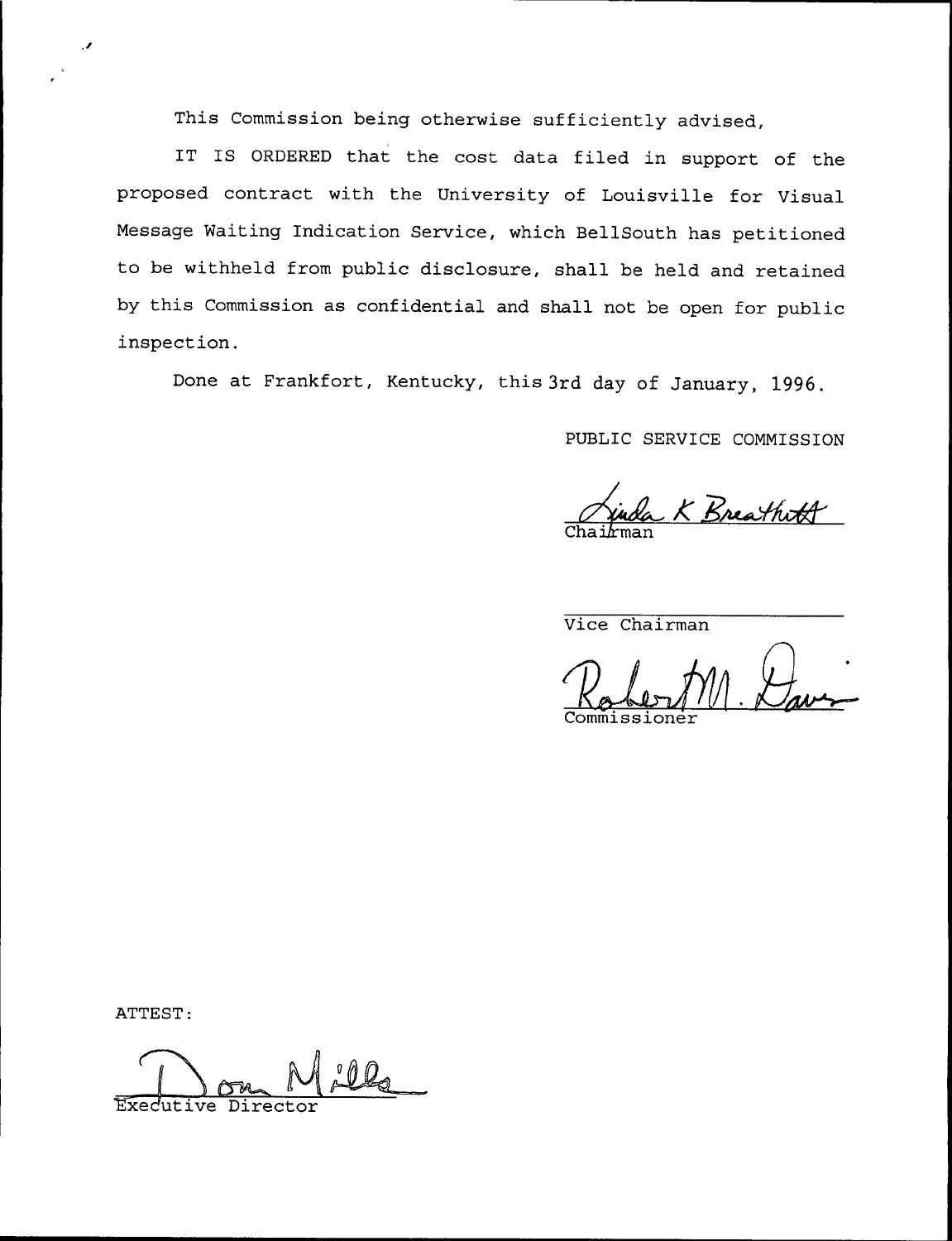This Commission being otherwise sufficiently advised,

IT IS ORDERED that the cost data filed in support of the proposed contract with the University of Louisville for Visual Message Waiting Indication Service, which BellSouth has petitioned to be withheld from public disclosure, shall be held and retained by this Commission as confidential and shall not be open for public inspection.

Done at Frankfort, Kentucky, this 3rd day of January, 1996.

PUBLIC SERVICE COMMISSION

Linda K Breathitt
Chairman

Vice Chairman

Robert M. Davis
Commissioner

ATTEST:

Don Mills
Executive Director